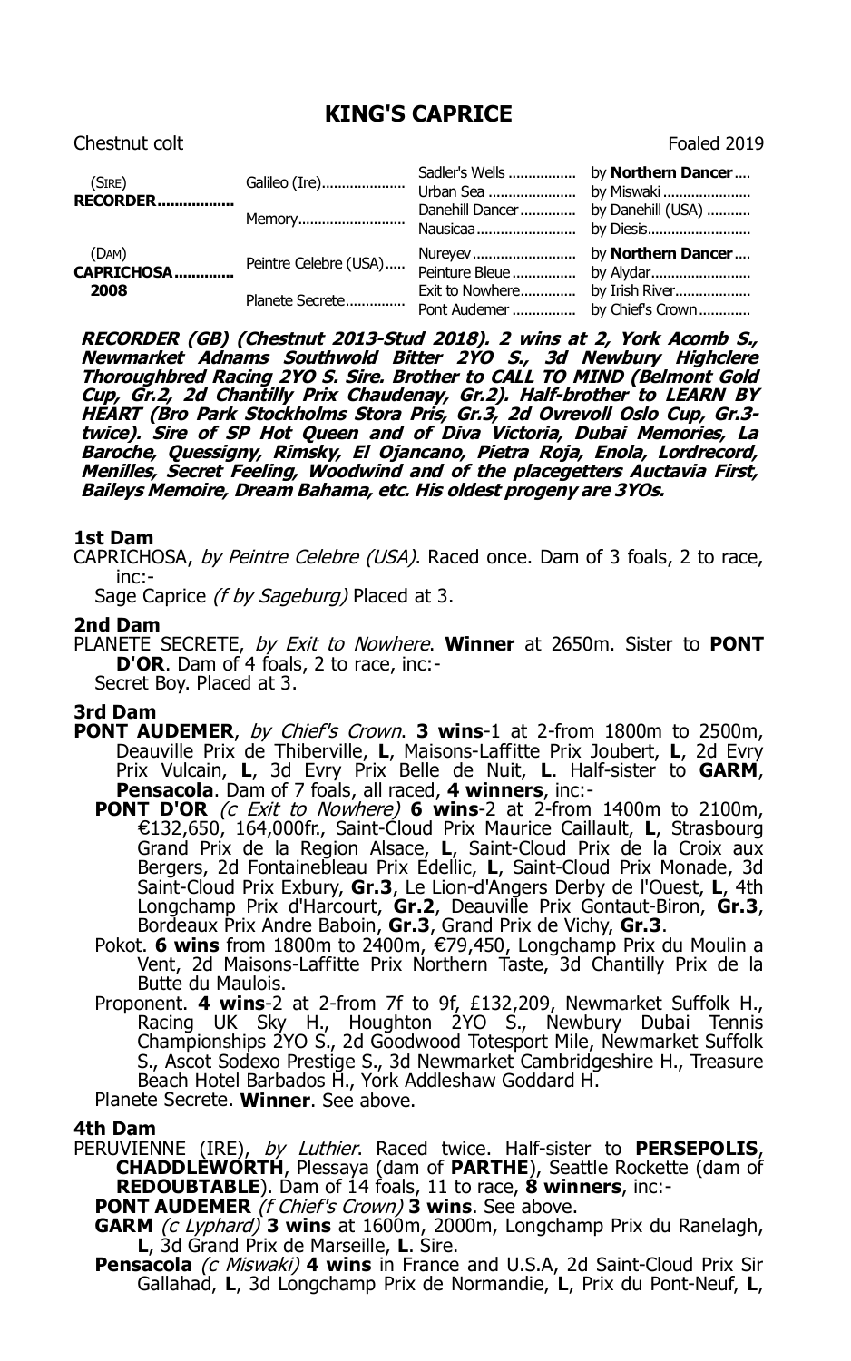# KING'S CAPRICE

Chestnut colt — Foaled 2019

| | | | |
|---|---|---|---|
| (SIRE) RECORDER................. | Galileo (Ire).................... | Sadler's Wells ................. | by **Northern Dancer**.... |
| | | Urban Sea ...................... | by Miswaki ...................... |
| | Memory.......................... | Danehill Dancer.............. | by Danehill (USA) ........... |
| | | Nausicaa.......................... | by Diesis.......................... |
| (DAM) CAPRICHOSA............. 2008 | Peintre Celebre (USA)..... | Nureyev.......................... | by **Northern Dancer**.... |
| | | Peinture Bleue................ | by Alydar......................... |
| | Planete Secrete.............. | Exit to Nowhere.............. | by Irish River................... |
| | | Pont Audemer ................ | by Chief's Crown............. |

***RECORDER (GB) (Chestnut 2013-Stud 2018). 2 wins at 2, York Acomb S., Newmarket Adnams Southwold Bitter 2YO S., 3d Newbury Highclere Thoroughbred Racing 2YO S. Sire. Brother to CALL TO MIND (Belmont Gold Cup, Gr.2, 2d Chantilly Prix Chaudenay, Gr.2). Half-brother to LEARN BY HEART (Bro Park Stockholms Stora Pris, Gr.3, 2d Ovrevoll Oslo Cup, Gr.3-twice). Sire of SP Hot Queen and of Diva Victoria, Dubai Memories, La Baroche, Quessigny, Rimsky, El Ojancano, Pietra Roja, Enola, Lordrecord, Menilles, Secret Feeling, Woodwind and of the placegetters Auctavia First, Baileys Memoire, Dream Bahama, etc. His oldest progeny are 3YOs.***

### 1st Dam

CAPRICHOSA, *by Peintre Celebre (USA)*. Raced once. Dam of 3 foals, 2 to race, inc:-

Sage Caprice *(f by Sageburg)* Placed at 3.

### 2nd Dam

PLANETE SECRETE, *by Exit to Nowhere*. **Winner** at 2650m. Sister to **PONT D'OR**. Dam of 4 foals, 2 to race, inc:-

Secret Boy. Placed at 3.

### 3rd Dam

**PONT AUDEMER**, *by Chief's Crown*. **3 wins**-1 at 2-from 1800m to 2500m, Deauville Prix de Thiberville, **L**, Maisons-Laffitte Prix Joubert, **L**, 2d Evry Prix Vulcain, **L**, 3d Evry Prix Belle de Nuit, **L**. Half-sister to **GARM**, **Pensacola**. Dam of 7 foals, all raced, **4 winners**, inc:-

**PONT D'OR** *(c Exit to Nowhere)* **6 wins**-2 at 2-from 1400m to 2100m, €132,650, 164,000fr., Saint-Cloud Prix Maurice Caillault, **L**, Strasbourg Grand Prix de la Region Alsace, **L**, Saint-Cloud Prix de la Croix aux Bergers, 2d Fontainebleau Prix Edellic, **L**, Saint-Cloud Prix Monade, 3d Saint-Cloud Prix Exbury, **Gr.3**, Le Lion-d'Angers Derby de l'Ouest, **L**, 4th Longchamp Prix d'Harcourt, **Gr.2**, Deauville Prix Gontaut-Biron, **Gr.3**, Bordeaux Prix Andre Baboin, **Gr.3**, Grand Prix de Vichy, **Gr.3**.

Pokot. **6 wins** from 1800m to 2400m, €79,450, Longchamp Prix du Moulin a Vent, 2d Maisons-Laffitte Prix Northern Taste, 3d Chantilly Prix de la Butte du Maulois.

Proponent. **4 wins**-2 at 2-from 7f to 9f, £132,209, Newmarket Suffolk H., Racing UK Sky H., Houghton 2YO S., Newbury Dubai Tennis Championships 2YO S., 2d Goodwood Totesport Mile, Newmarket Suffolk S., Ascot Sodexo Prestige S., 3d Newmarket Cambridgeshire H., Treasure Beach Hotel Barbados H., York Addleshaw Goddard H.

Planete Secrete. **Winner**. See above.

### 4th Dam

PERUVIENNE (IRE), *by Luthier*. Raced twice. Half-sister to **PERSEPOLIS**, **CHADDLEWORTH**, Plessaya (dam of **PARTHE**), Seattle Rockette (dam of **REDOUBTABLE**). Dam of 14 foals, 11 to race, **8 winners**, inc:-

**PONT AUDEMER** *(f Chief's Crown)* **3 wins**. See above.

**GARM** *(c Lyphard)* **3 wins** at 1600m, 2000m, Longchamp Prix du Ranelagh, **L**, 3d Grand Prix de Marseille, **L**. Sire.

**Pensacola** *(c Miswaki)* **4 wins** in France and U.S.A, 2d Saint-Cloud Prix Sir Gallahad, **L**, 3d Longchamp Prix de Normandie, **L**, Prix du Pont-Neuf, **L**,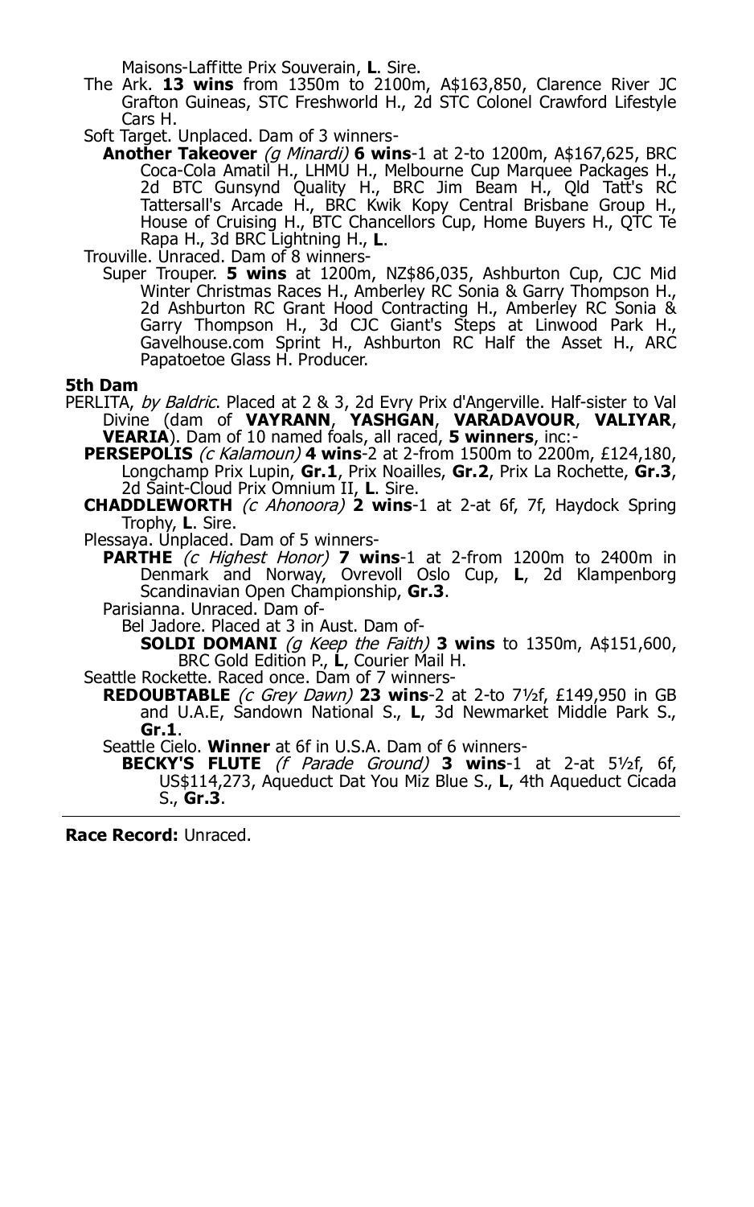Maisons-Laffitte Prix Souverain, **L**. Sire.

The Ark. **13 wins** from 1350m to 2100m, A$163,850, Clarence River JC Grafton Guineas, STC Freshworld H., 2d STC Colonel Crawford Lifestyle Cars H.

Soft Target. Unplaced. Dam of 3 winners-

**Another Takeover** *(g Minardi)* **6 wins**-1 at 2-to 1200m, A$167,625, BRC Coca-Cola Amatil H., LHMU H., Melbourne Cup Marquee Packages H., 2d BTC Gunsynd Quality H., BRC Jim Beam H., Qld Tatt's RC Tattersall's Arcade H., BRC Kwik Kopy Central Brisbane Group H., House of Cruising H., BTC Chancellors Cup, Home Buyers H., QTC Te Rapa H., 3d BRC Lightning H., **L**.

Trouville. Unraced. Dam of 8 winners-

Super Trouper. **5 wins** at 1200m, NZ$86,035, Ashburton Cup, CJC Mid Winter Christmas Races H., Amberley RC Sonia & Garry Thompson H., 2d Ashburton RC Grant Hood Contracting H., Amberley RC Sonia & Garry Thompson H., 3d CJC Giant's Steps at Linwood Park H., Gavelhouse.com Sprint H., Ashburton RC Half the Asset H., ARC Papatoetoe Glass H. Producer.

**5th Dam**

PERLITA, *by Baldric*. Placed at 2 & 3, 2d Evry Prix d'Angerville. Half-sister to Val Divine (dam of **VAYRANN**, **YASHGAN**, **VARADAVOUR**, **VALIYAR**, **VEARIA**). Dam of 10 named foals, all raced, **5 winners**, inc:-

**PERSEPOLIS** *(c Kalamoun)* **4 wins**-2 at 2-from 1500m to 2200m, £124,180, Longchamp Prix Lupin, **Gr.1**, Prix Noailles, **Gr.2**, Prix La Rochette, **Gr.3**, 2d Saint-Cloud Prix Omnium II, **L**. Sire.

**CHADDLEWORTH** *(c Ahonoora)* **2 wins**-1 at 2-at 6f, 7f, Haydock Spring Trophy, **L**. Sire.

Plessaya. Unplaced. Dam of 5 winners-

**PARTHE** *(c Highest Honor)* **7 wins**-1 at 2-from 1200m to 2400m in Denmark and Norway, Ovrevoll Oslo Cup, **L**, 2d Klampenborg Scandinavian Open Championship, **Gr.3**.

Parisianna. Unraced. Dam of-

Bel Jadore. Placed at 3 in Aust. Dam of-

**SOLDI DOMANI** *(g Keep the Faith)* **3 wins** to 1350m, A$151,600, BRC Gold Edition P., **L**, Courier Mail H.

Seattle Rockette. Raced once. Dam of 7 winners-

**REDOUBTABLE** *(c Grey Dawn)* **23 wins**-2 at 2-to 7½f, £149,950 in GB and U.A.E, Sandown National S., **L**, 3d Newmarket Middle Park S., **Gr.1**.

Seattle Cielo. **Winner** at 6f in U.S.A. Dam of 6 winners-

**BECKY'S FLUTE** *(f Parade Ground)* **3 wins**-1 at 2-at 5½f, 6f, US$114,273, Aqueduct Dat You Miz Blue S., **L**, 4th Aqueduct Cicada S., **Gr.3**.

---

**Race Record:** Unraced.